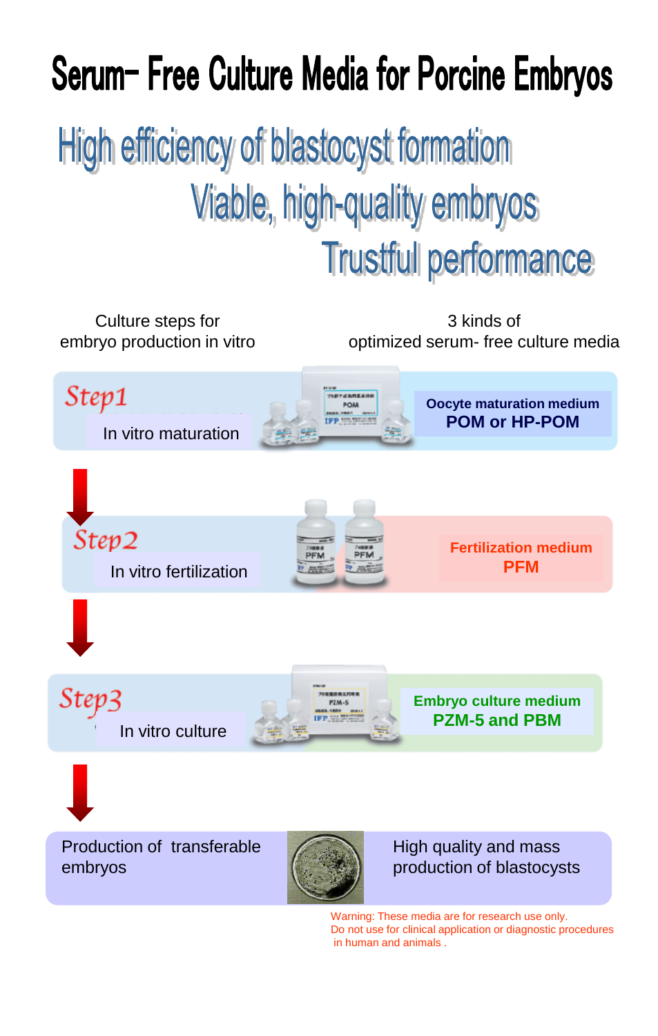# Serum- Free Culture Media for Porcine Embryos

## High efficiency of blastocyst formation

## Viable, high-quality embryos

## Trustful performance

Culture steps for embryo production in vitro

3 kinds of optimized serum- free culture media

**Step1**

In vitro maturation

**Oocyte maturation medium**
**POM or HP-POM**

**Step2**

In vitro fertilization

**Fertilization medium**
**PFM**

**Step3**

In vitro culture

**Embryo culture medium**
**PZM-5 and PBM**

Production of transferable embryos

High quality and mass production of blastocysts

Warning: These media are for research use only.
Do not use for clinical application or diagnostic procedures in human and animals .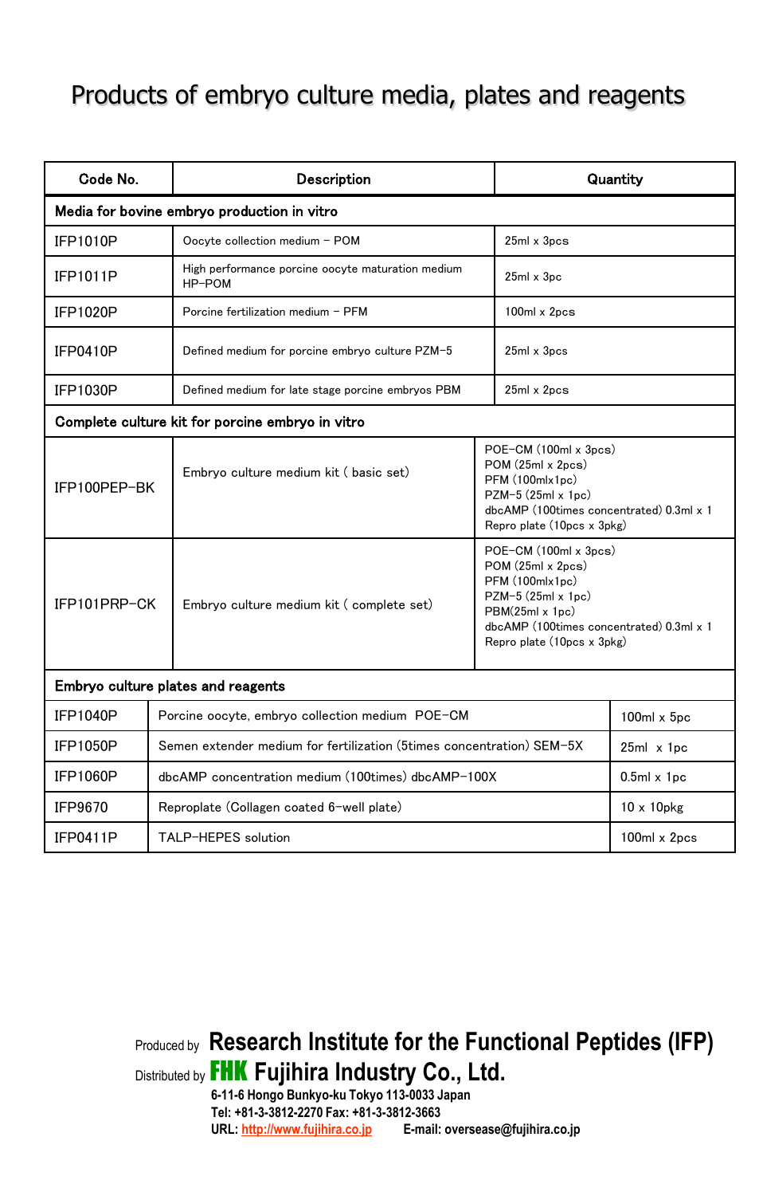# Products of embryo culture media, plates and reagents

| Code No. | Description | Quantity |
|---|---|---|
| **Media for bovine embryo production in vitro** | | |
| IFP1010P | Oocyte collection medium – POM | 25ml x 3pcs |
| IFP1011P | High performance porcine oocyte maturation medium HP-POM | 25ml x 3pc |
| IFP1020P | Porcine fertilization medium – PFM | 100ml x 2pcs |
| IFP0410P | Defined medium for porcine embryo culture PZM-5 | 25ml x 3pcs |
| IFP1030P | Defined medium for late stage porcine embryos PBM | 25ml x 2pcs |
| **Complete culture kit for porcine embryo in vitro** | | |
| IFP100PEP-BK | Embryo culture medium kit ( basic set) | POE-CM (100ml x 3pcs)<br>POM (25ml x 2pcs)<br>PFM (100mlx1pc)<br>PZM-5 (25ml x 1pc)<br>dbcAMP (100times concentrated) 0.3ml x 1<br>Repro plate (10pcs x 3pkg) |
| IFP101PRP-CK | Embryo culture medium kit ( complete set) | POE-CM (100ml x 3pcs)<br>POM (25ml x 2pcs)<br>PFM (100mlx1pc)<br>PZM-5 (25ml x 1pc)<br>PBM(25ml x 1pc)<br>dbcAMP (100times concentrated) 0.3ml x 1<br>Repro plate (10pcs x 3pkg) |
| **Embryo culture plates and reagents** | | |
| IFP1040P | Porcine oocyte, embryo collection medium POE-CM | 100ml x 5pc |
| IFP1050P | Semen extender medium for fertilization (5times concentration) SEM-5X | 25ml x 1pc |
| IFP1060P | dbcAMP concentration medium (100times) dbcAMP-100X | 0.5ml x 1pc |
| IFP9670 | Reproplate (Collagen coated 6-well plate) | 10 x 10pkg |
| IFP0411P | TALP-HEPES solution | 100ml x 2pcs |

Produced by **Research Institute for the Functional Peptides (IFP)**

Distributed by **FHK Fujihira Industry Co., Ltd.**

**6-11-6 Hongo Bunkyo-ku Tokyo 113-0033 Japan**

**Tel: +81-3-3812-2270 Fax: +81-3-3812-3663**

**URL: http://www.fujihira.co.jp E-mail: oversease@fujihira.co.jp**